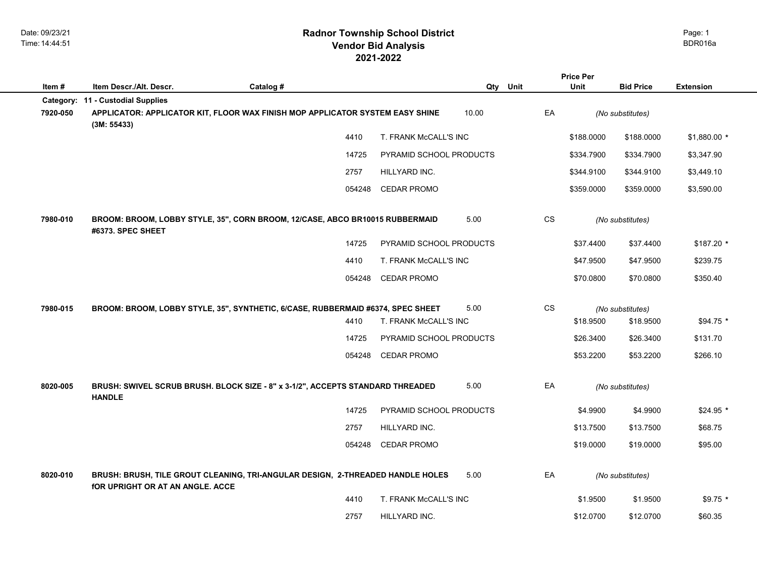# Radnor Township School District
## Vendor Bid Analysis
## 2021-2022

Date: 09/23/21
Time: 14:44:51

BDR016a

| Item # | Item Descr./Alt. Descr. | Catalog # | | Qty | Unit | Price Per Unit | Bid Price | Extension |
|---|---|---|---|---|---|---|---|---|
| **Category:** | **11 - Custodial Supplies** | | | | | | | |
| **7920-050** | **APPLICATOR: APPLICATOR KIT, FLOOR WAX FINISH MOP APPLICATOR SYSTEM EASY SHINE (3M: 55433)** | | | 10.00 | EA | *(No substitutes)* | | |
| | | 4410 | T. FRANK McCALL'S INC | | | $188.0000 | $188.0000 | $1,880.00 * |
| | | 14725 | PYRAMID SCHOOL PRODUCTS | | | $334.7900 | $334.7900 | $3,347.90 |
| | | 2757 | HILLYARD INC. | | | $344.9100 | $344.9100 | $3,449.10 |
| | | 054248 | CEDAR PROMO | | | $359.0000 | $359.0000 | $3,590.00 |
| **7980-010** | **BROOM: BROOM, LOBBY STYLE, 35", CORN BROOM, 12/CASE, ABCO BR10015 RUBBERMAID #6373. SPEC SHEET** | | | 5.00 | CS | *(No substitutes)* | | |
| | | 14725 | PYRAMID SCHOOL PRODUCTS | | | $37.4400 | $37.4400 | $187.20 * |
| | | 4410 | T. FRANK McCALL'S INC | | | $47.9500 | $47.9500 | $239.75 |
| | | 054248 | CEDAR PROMO | | | $70.0800 | $70.0800 | $350.40 |
| **7980-015** | **BROOM: BROOM, LOBBY STYLE, 35", SYNTHETIC, 6/CASE, RUBBERMAID #6374, SPEC SHEET** | | | 5.00 | CS | *(No substitutes)* | | |
| | | 4410 | T. FRANK McCALL'S INC | | | $18.9500 | $18.9500 | $94.75 * |
| | | 14725 | PYRAMID SCHOOL PRODUCTS | | | $26.3400 | $26.3400 | $131.70 |
| | | 054248 | CEDAR PROMO | | | $53.2200 | $53.2200 | $266.10 |
| **8020-005** | **BRUSH: SWIVEL SCRUB BRUSH. BLOCK SIZE - 8" x 3-1/2", ACCEPTS STANDARD THREADED HANDLE** | | | 5.00 | EA | *(No substitutes)* | | |
| | | 14725 | PYRAMID SCHOOL PRODUCTS | | | $4.9900 | $4.9900 | $24.95 * |
| | | 2757 | HILLYARD INC. | | | $13.7500 | $13.7500 | $68.75 |
| | | 054248 | CEDAR PROMO | | | $19.0000 | $19.0000 | $95.00 |
| **8020-010** | **BRUSH: BRUSH, TILE GROUT CLEANING, TRI-ANGULAR DESIGN, 2-THREADED HANDLE HOLES fOR UPRIGHT OR AT AN ANGLE. ACCE** | | | 5.00 | EA | *(No substitutes)* | | |
| | | 4410 | T. FRANK McCALL'S INC | | | $1.9500 | $1.9500 | $9.75 * |
| | | 2757 | HILLYARD INC. | | | $12.0700 | $12.0700 | $60.35 |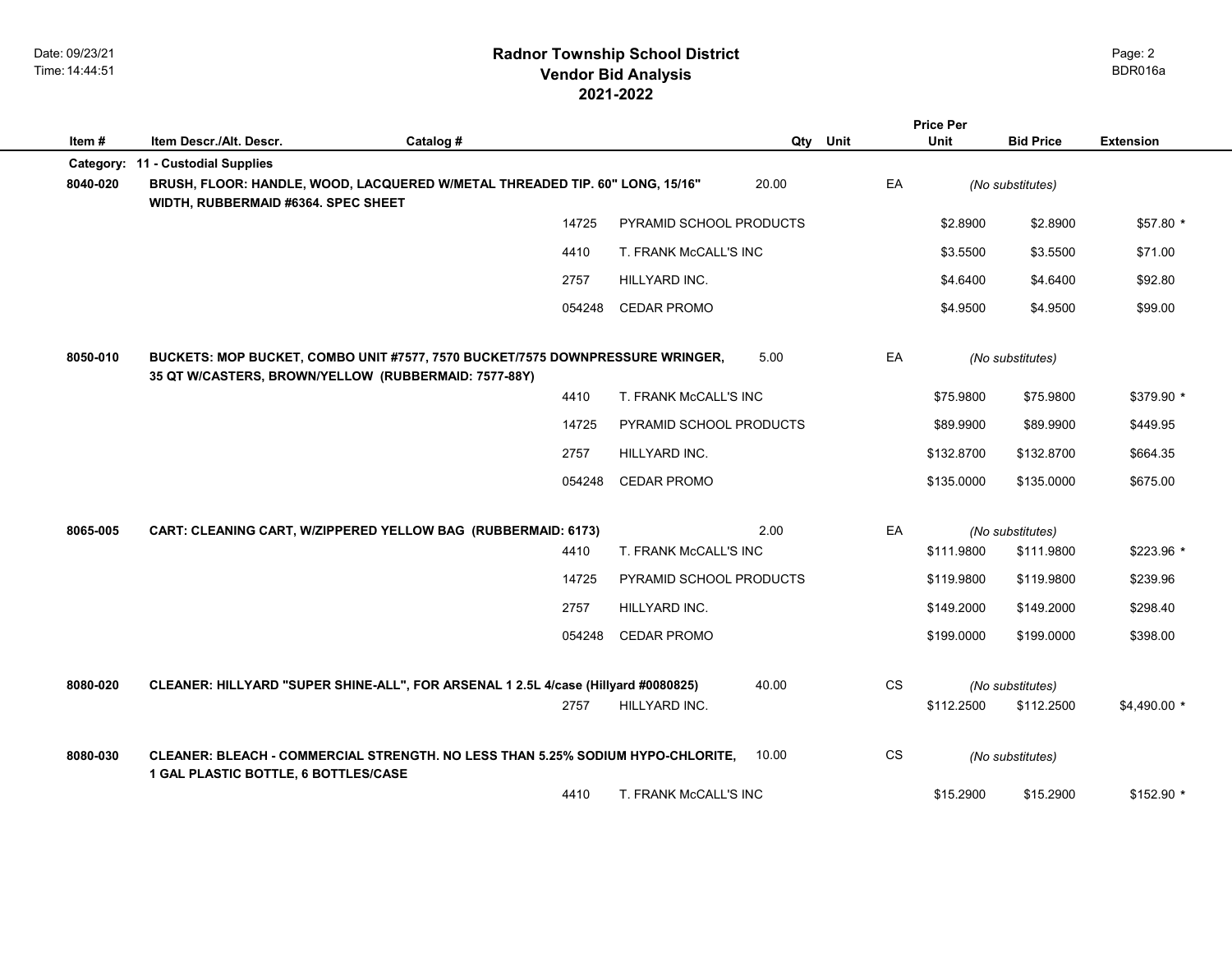# Radnor Township School District
## Vendor Bid Analysis
## 2021-2022

Date: 09/23/21
Time: 14:44:51

BDR016a

| Item # | Item Descr./Alt. Descr. | Catalog # | Qty | Unit | Price Per Unit | Bid Price | Extension |
|---|---|---|---|---|---|---|---|
| **Category:** | **11 - Custodial Supplies** | | | | | | |
| **8040-020** | **BRUSH, FLOOR: HANDLE, WOOD, LACQUERED W/METAL THREADED TIP. 60" LONG, 15/16" WIDTH, RUBBERMAID #6364. SPEC SHEET** | | 20.00 | EA | *(No substitutes)* | | |
| | 14725 PYRAMID SCHOOL PRODUCTS | | | | $2.8900 | $2.8900 | $57.80 * |
| | 4410 T. FRANK McCALL'S INC | | | | $3.5500 | $3.5500 | $71.00 |
| | 2757 HILLYARD INC. | | | | $4.6400 | $4.6400 | $92.80 |
| | 054248 CEDAR PROMO | | | | $4.9500 | $4.9500 | $99.00 |
| **8050-010** | **BUCKETS: MOP BUCKET, COMBO UNIT #7577, 7570 BUCKET/7575 DOWNPRESSURE WRINGER, 35 QT W/CASTERS, BROWN/YELLOW (RUBBERMAID: 7577-88Y)** | | 5.00 | EA | *(No substitutes)* | | |
| | 4410 T. FRANK McCALL'S INC | | | | $75.9800 | $75.9800 | $379.90 * |
| | 14725 PYRAMID SCHOOL PRODUCTS | | | | $89.9900 | $89.9900 | $449.95 |
| | 2757 HILLYARD INC. | | | | $132.8700 | $132.8700 | $664.35 |
| | 054248 CEDAR PROMO | | | | $135.0000 | $135.0000 | $675.00 |
| **8065-005** | **CART: CLEANING CART, W/ZIPPERED YELLOW BAG (RUBBERMAID: 6173)** | | 2.00 | EA | *(No substitutes)* | | |
| | 4410 T. FRANK McCALL'S INC | | | | $111.9800 | $111.9800 | $223.96 * |
| | 14725 PYRAMID SCHOOL PRODUCTS | | | | $119.9800 | $119.9800 | $239.96 |
| | 2757 HILLYARD INC. | | | | $149.2000 | $149.2000 | $298.40 |
| | 054248 CEDAR PROMO | | | | $199.0000 | $199.0000 | $398.00 |
| **8080-020** | **CLEANER: HILLYARD "SUPER SHINE-ALL", FOR ARSENAL 1 2.5L 4/case (Hillyard #0080825)** | | 40.00 | CS | *(No substitutes)* | | |
| | 2757 HILLYARD INC. | | | | $112.2500 | $112.2500 | $4,490.00 * |
| **8080-030** | **CLEANER: BLEACH - COMMERCIAL STRENGTH. NO LESS THAN 5.25% SODIUM HYPO-CHLORITE, 1 GAL PLASTIC BOTTLE, 6 BOTTLES/CASE** | | 10.00 | CS | *(No substitutes)* | | |
| | 4410 T. FRANK McCALL'S INC | | | | $15.2900 | $15.2900 | $152.90 * |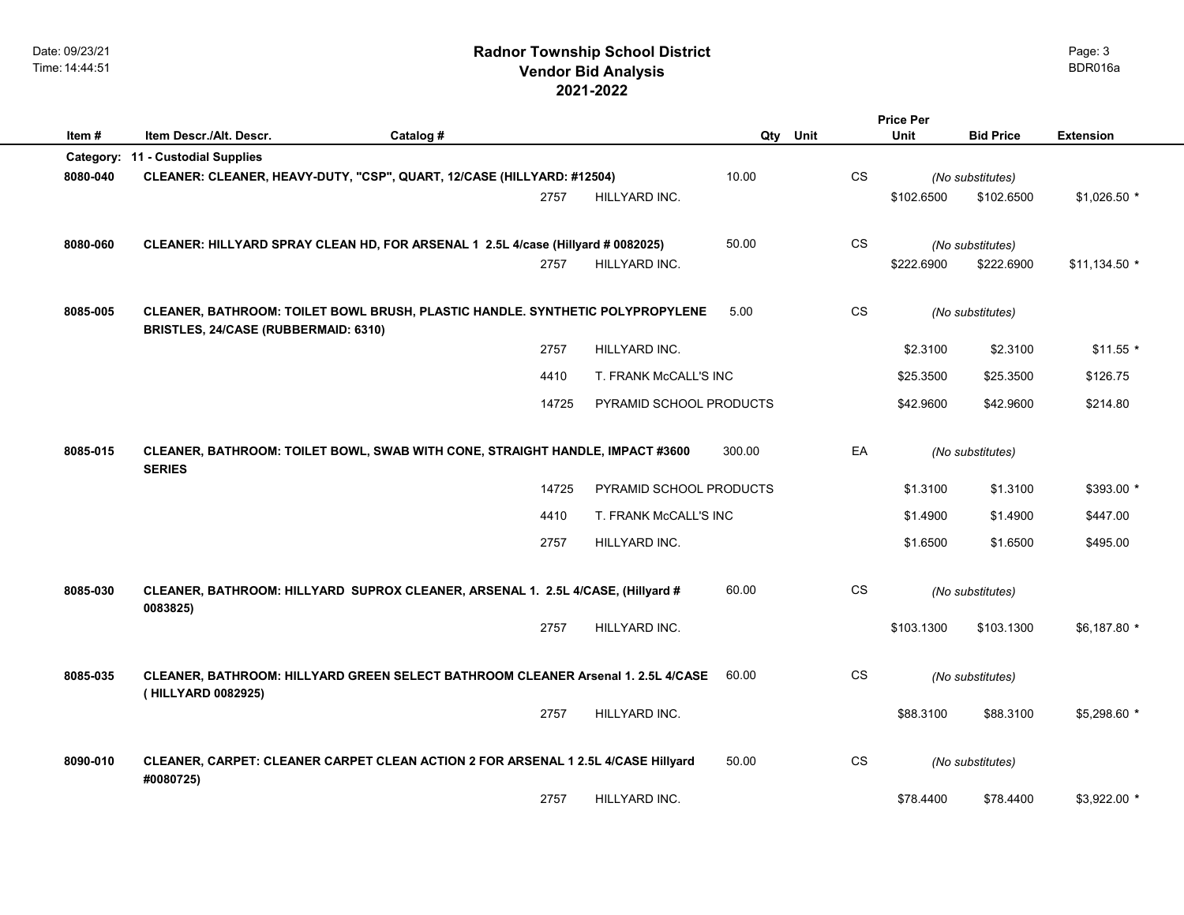# Radnor Township School District
## Vendor Bid Analysis
## 2021-2022

| Item # | Item Descr./Alt. Descr. | Catalog # | | Qty | Unit | Price Per Unit | Bid Price | Extension |
|---|---|---|---|---|---|---|---|---|
| **Category:** | **11 - Custodial Supplies** | | | | | | | |
| **8080-040** | **CLEANER: CLEANER, HEAVY-DUTY, "CSP", QUART, 12/CASE (HILLYARD: #12504)** | | | 10.00 | CS | | *(No substitutes)* | |
| | | 2757 | HILLYARD INC. | | | $102.6500 | $102.6500 | $1,026.50 * |
| **8080-060** | **CLEANER: HILLYARD SPRAY CLEAN HD, FOR ARSENAL 1 2.5L 4/case (Hillyard # 0082025)** | | | 50.00 | CS | | *(No substitutes)* | |
| | | 2757 | HILLYARD INC. | | | $222.6900 | $222.6900 | $11,134.50 * |
| **8085-005** | **CLEANER, BATHROOM: TOILET BOWL BRUSH, PLASTIC HANDLE. SYNTHETIC POLYPROPYLENE BRISTLES, 24/CASE (RUBBERMAID: 6310)** | | | 5.00 | CS | | *(No substitutes)* | |
| | | 2757 | HILLYARD INC. | | | $2.3100 | $2.3100 | $11.55 * |
| | | 4410 | T. FRANK McCALL'S INC | | | $25.3500 | $25.3500 | $126.75 |
| | | 14725 | PYRAMID SCHOOL PRODUCTS | | | $42.9600 | $42.9600 | $214.80 |
| **8085-015** | **CLEANER, BATHROOM: TOILET BOWL, SWAB WITH CONE, STRAIGHT HANDLE, IMPACT #3600 SERIES** | | | 300.00 | EA | | *(No substitutes)* | |
| | | 14725 | PYRAMID SCHOOL PRODUCTS | | | $1.3100 | $1.3100 | $393.00 * |
| | | 4410 | T. FRANK McCALL'S INC | | | $1.4900 | $1.4900 | $447.00 |
| | | 2757 | HILLYARD INC. | | | $1.6500 | $1.6500 | $495.00 |
| **8085-030** | **CLEANER, BATHROOM: HILLYARD SUPROX CLEANER, ARSENAL 1. 2.5L 4/CASE, (Hillyard # 0083825)** | | | 60.00 | CS | | *(No substitutes)* | |
| | | 2757 | HILLYARD INC. | | | $103.1300 | $103.1300 | $6,187.80 * |
| **8085-035** | **CLEANER, BATHROOM: HILLYARD GREEN SELECT BATHROOM CLEANER Arsenal 1. 2.5L 4/CASE ( HILLYARD 0082925)** | | | 60.00 | CS | | *(No substitutes)* | |
| | | 2757 | HILLYARD INC. | | | $88.3100 | $88.3100 | $5,298.60 * |
| **8090-010** | **CLEANER, CARPET: CLEANER CARPET CLEAN ACTION 2 FOR ARSENAL 1 2.5L 4/CASE Hillyard #0080725)** | | | 50.00 | CS | | *(No substitutes)* | |
| | | 2757 | HILLYARD INC. | | | $78.4400 | $78.4400 | $3,922.00 * |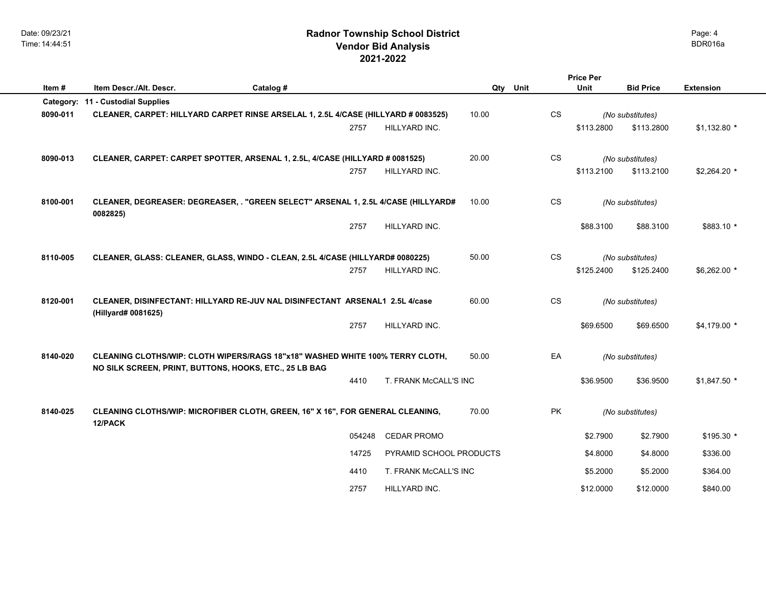# Radnor Township School District
## Vendor Bid Analysis
## 2021-2022

| Item # | Item Descr./Alt. Descr. | Catalog # | | Qty | Unit | Price Per Unit | Bid Price | Extension |
|---|---|---|---|---|---|---|---|---|
| **Category:** | **11 - Custodial Supplies** | | | | | | | |
| **8090-011** | **CLEANER, CARPET: HILLYARD CARPET RINSE ARSELAL 1, 2.5L 4/CASE (HILLYARD # 0083525)** | | | 10.00 | CS | *(No substitutes)* | | |
| | | 2757 | HILLYARD INC. | | | $113.2800 | $113.2800 | $1,132.80 * |
| **8090-013** | **CLEANER, CARPET: CARPET SPOTTER, ARSENAL 1, 2.5L, 4/CASE (HILLYARD # 0081525)** | | | 20.00 | CS | *(No substitutes)* | | |
| | | 2757 | HILLYARD INC. | | | $113.2100 | $113.2100 | $2,264.20 * |
| **8100-001** | **CLEANER, DEGREASER: DEGREASER, . "GREEN SELECT" ARSENAL 1, 2.5L 4/CASE (HILLYARD# 0082825)** | | | 10.00 | CS | *(No substitutes)* | | |
| | | 2757 | HILLYARD INC. | | | $88.3100 | $88.3100 | $883.10 * |
| **8110-005** | **CLEANER, GLASS: CLEANER, GLASS, WINDO - CLEAN, 2.5L 4/CASE (HILLYARD# 0080225)** | | | 50.00 | CS | *(No substitutes)* | | |
| | | 2757 | HILLYARD INC. | | | $125.2400 | $125.2400 | $6,262.00 * |
| **8120-001** | **CLEANER, DISINFECTANT: HILLYARD RE-JUV NAL DISINFECTANT ARSENAL1 2.5L 4/case (Hillyard# 0081625)** | | | 60.00 | CS | *(No substitutes)* | | |
| | | 2757 | HILLYARD INC. | | | $69.6500 | $69.6500 | $4,179.00 * |
| **8140-020** | **CLEANING CLOTHS/WIP: CLOTH WIPERS/RAGS 18"x18" WASHED WHITE 100% TERRY CLOTH, NO SILK SCREEN, PRINT, BUTTONS, HOOKS, ETC., 25 LB BAG** | | | 50.00 | EA | *(No substitutes)* | | |
| | | 4410 | T. FRANK McCALL'S INC | | | $36.9500 | $36.9500 | $1,847.50 * |
| **8140-025** | **CLEANING CLOTHS/WIP: MICROFIBER CLOTH, GREEN, 16" X 16", FOR GENERAL CLEANING, 12/PACK** | | | 70.00 | PK | *(No substitutes)* | | |
| | | 054248 | CEDAR PROMO | | | $2.7900 | $2.7900 | $195.30 * |
| | | 14725 | PYRAMID SCHOOL PRODUCTS | | | $4.8000 | $4.8000 | $336.00 |
| | | 4410 | T. FRANK McCALL'S INC | | | $5.2000 | $5.2000 | $364.00 |
| | | 2757 | HILLYARD INC. | | | $12.0000 | $12.0000 | $840.00 |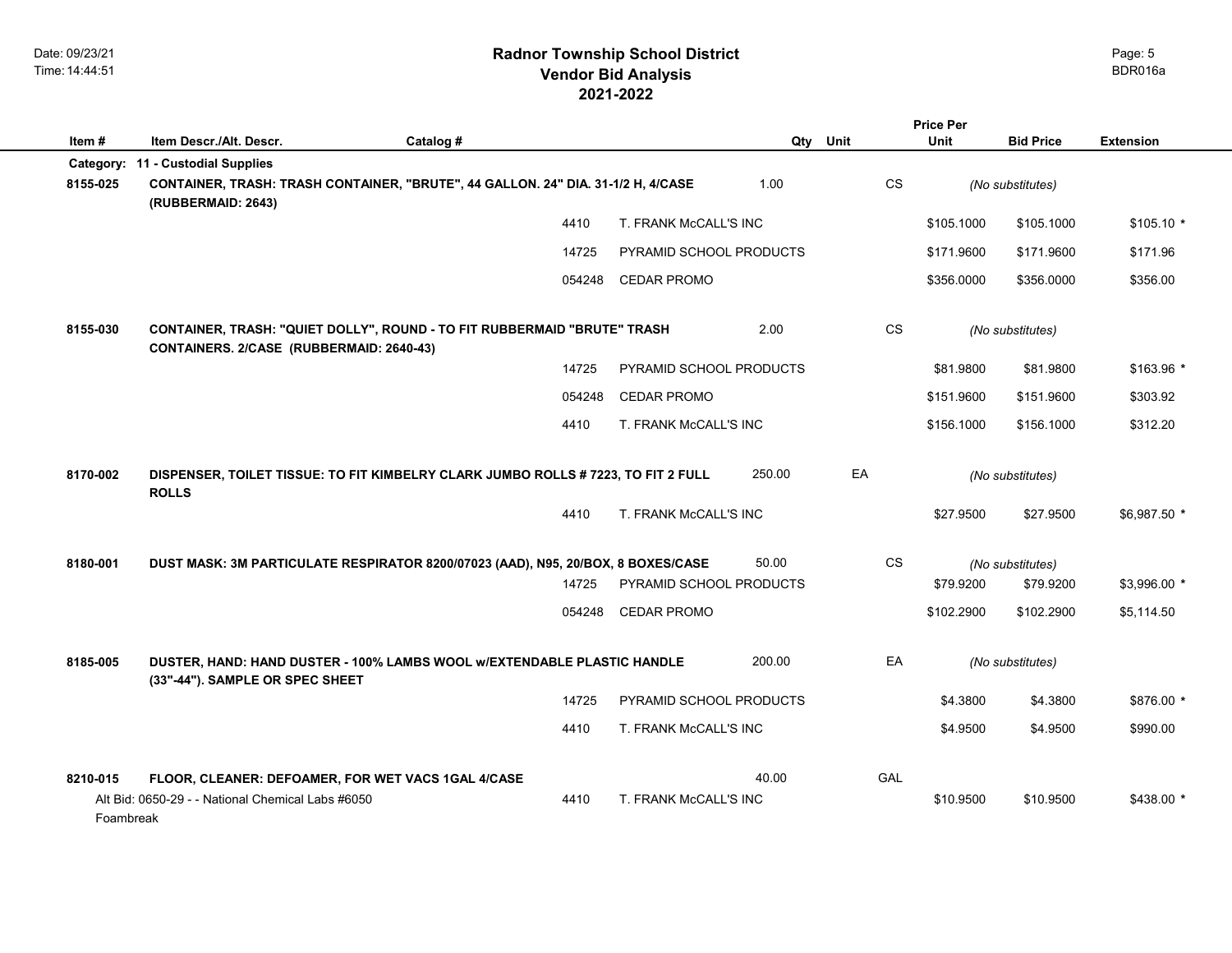# Radnor Township School District
## Vendor Bid Analysis
## 2021-2022

| Item # | Item Descr./Alt. Descr. | Catalog # | | Qty | Unit | Price Per Unit | Bid Price | Extension |
|---|---|---|---|---|---|---|---|---|
| **Category:** | **11 - Custodial Supplies** | | | | | | | |
| **8155-025** | **CONTAINER, TRASH: TRASH CONTAINER, "BRUTE", 44 GALLON. 24" DIA. 31-1/2 H, 4/CASE (RUBBERMAID: 2643)** | | | 1.00 | CS | *(No substitutes)* | | |
| | | 4410 | T. FRANK McCALL'S INC | | | $105.1000 | $105.1000 | $105.10 * |
| | | 14725 | PYRAMID SCHOOL PRODUCTS | | | $171.9600 | $171.9600 | $171.96 |
| | | 054248 | CEDAR PROMO | | | $356.0000 | $356.0000 | $356.00 |
| **8155-030** | **CONTAINER, TRASH: "QUIET DOLLY", ROUND - TO FIT RUBBERMAID "BRUTE" TRASH CONTAINERS. 2/CASE (RUBBERMAID: 2640-43)** | | | 2.00 | CS | *(No substitutes)* | | |
| | | 14725 | PYRAMID SCHOOL PRODUCTS | | | $81.9800 | $81.9800 | $163.96 * |
| | | 054248 | CEDAR PROMO | | | $151.9600 | $151.9600 | $303.92 |
| | | 4410 | T. FRANK McCALL'S INC | | | $156.1000 | $156.1000 | $312.20 |
| **8170-002** | **DISPENSER, TOILET TISSUE: TO FIT KIMBELRY CLARK JUMBO ROLLS # 7223, TO FIT 2 FULL ROLLS** | | | 250.00 | EA | *(No substitutes)* | | |
| | | 4410 | T. FRANK McCALL'S INC | | | $27.9500 | $27.9500 | $6,987.50 * |
| **8180-001** | **DUST MASK: 3M PARTICULATE RESPIRATOR 8200/07023 (AAD), N95, 20/BOX, 8 BOXES/CASE** | | | 50.00 | CS | *(No substitutes)* | | |
| | | 14725 | PYRAMID SCHOOL PRODUCTS | | | $79.9200 | $79.9200 | $3,996.00 * |
| | | 054248 | CEDAR PROMO | | | $102.2900 | $102.2900 | $5,114.50 |
| **8185-005** | **DUSTER, HAND: HAND DUSTER - 100% LAMBS WOOL w/EXTENDABLE PLASTIC HANDLE (33"-44"). SAMPLE OR SPEC SHEET** | | | 200.00 | EA | *(No substitutes)* | | |
| | | 14725 | PYRAMID SCHOOL PRODUCTS | | | $4.3800 | $4.3800 | $876.00 * |
| | | 4410 | T. FRANK McCALL'S INC | | | $4.9500 | $4.9500 | $990.00 |
| **8210-015** | **FLOOR, CLEANER: DEFOAMER, FOR WET VACS 1GAL 4/CASE** | | | 40.00 | GAL | | | |
| | Alt Bid: 0650-29 - - National Chemical Labs #6050 Foambreak | 4410 | T. FRANK McCALL'S INC | | | $10.9500 | $10.9500 | $438.00 * |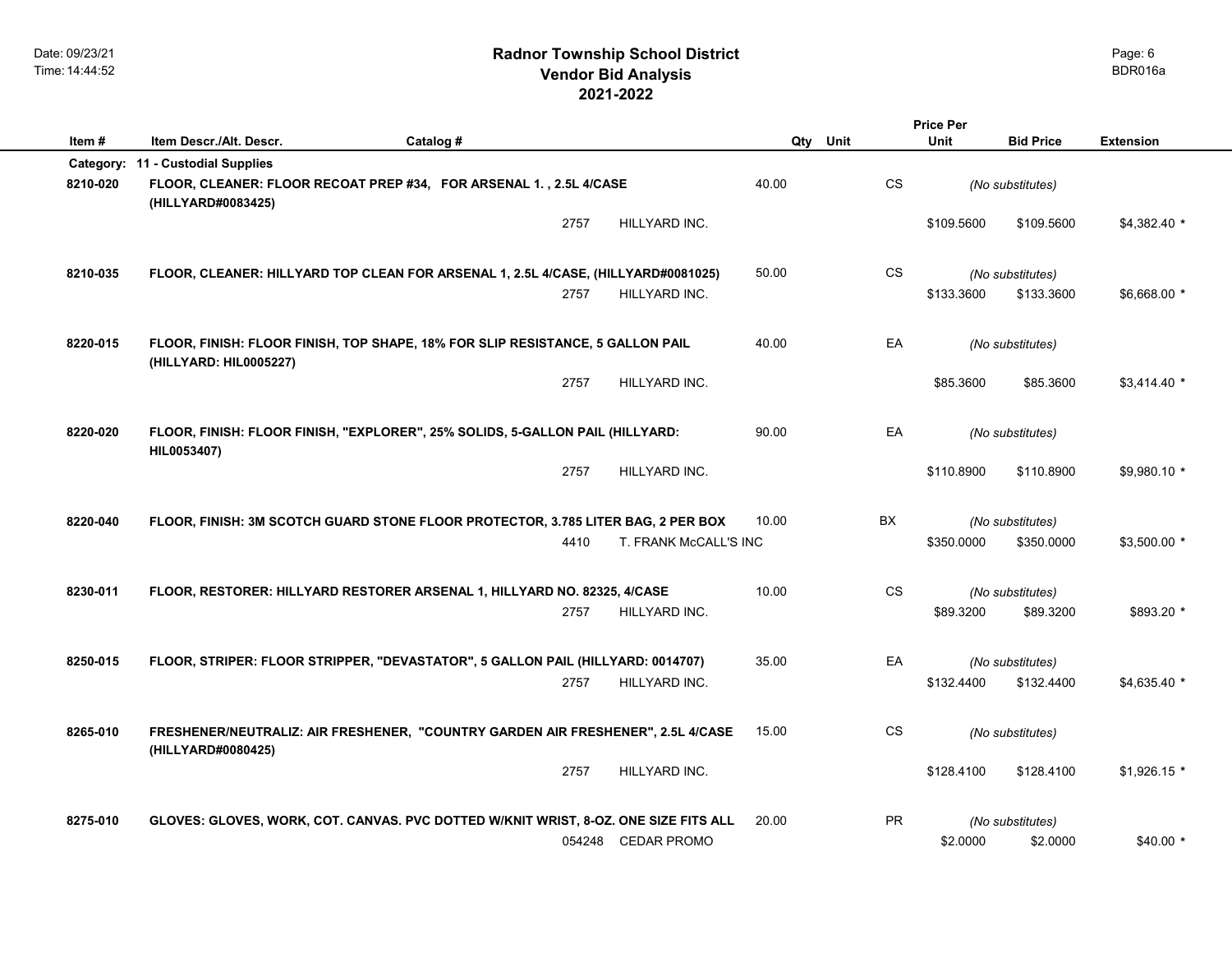# Radnor Township School District
## Vendor Bid Analysis
## 2021-2022

| Item # | Item Descr./Alt. Descr. | Catalog # | | Qty | Unit | Price Per Unit | Bid Price | Extension |
|---|---|---|---|---|---|---|---|---|
| **Category:** | **11 - Custodial Supplies** | | | | | | | |
| **8210-020** | **FLOOR, CLEANER: FLOOR RECOAT PREP #34, FOR ARSENAL 1. , 2.5L 4/CASE (HILLYARD#0083425)** | | | 40.00 | CS | | *(No substitutes)* | |
| | | 2757 | HILLYARD INC. | | | $109.5600 | $109.5600 | $4,382.40 * |
| **8210-035** | **FLOOR, CLEANER: HILLYARD TOP CLEAN FOR ARSENAL 1, 2.5L 4/CASE, (HILLYARD#0081025)** | | | 50.00 | CS | | *(No substitutes)* | |
| | | 2757 | HILLYARD INC. | | | $133.3600 | $133.3600 | $6,668.00 * |
| **8220-015** | **FLOOR, FINISH: FLOOR FINISH, TOP SHAPE, 18% FOR SLIP RESISTANCE, 5 GALLON PAIL (HILLYARD: HIL0005227)** | | | 40.00 | EA | | *(No substitutes)* | |
| | | 2757 | HILLYARD INC. | | | $85.3600 | $85.3600 | $3,414.40 * |
| **8220-020** | **FLOOR, FINISH: FLOOR FINISH, "EXPLORER", 25% SOLIDS, 5-GALLON PAIL (HILLYARD: HIL0053407)** | | | 90.00 | EA | | *(No substitutes)* | |
| | | 2757 | HILLYARD INC. | | | $110.8900 | $110.8900 | $9,980.10 * |
| **8220-040** | **FLOOR, FINISH: 3M SCOTCH GUARD STONE FLOOR PROTECTOR, 3.785 LITER BAG, 2 PER BOX** | | | 10.00 | BX | | *(No substitutes)* | |
| | | 4410 | T. FRANK McCALL'S INC | | | $350.0000 | $350.0000 | $3,500.00 * |
| **8230-011** | **FLOOR, RESTORER: HILLYARD RESTORER ARSENAL 1, HILLYARD NO. 82325, 4/CASE** | | | 10.00 | CS | | *(No substitutes)* | |
| | | 2757 | HILLYARD INC. | | | $89.3200 | $89.3200 | $893.20 * |
| **8250-015** | **FLOOR, STRIPER: FLOOR STRIPPER, "DEVASTATOR", 5 GALLON PAIL (HILLYARD: 0014707)** | | | 35.00 | EA | | *(No substitutes)* | |
| | | 2757 | HILLYARD INC. | | | $132.4400 | $132.4400 | $4,635.40 * |
| **8265-010** | **FRESHENER/NEUTRALIZ: AIR FRESHENER, "COUNTRY GARDEN AIR FRESHENER", 2.5L 4/CASE (HILLYARD#0080425)** | | | 15.00 | CS | | *(No substitutes)* | |
| | | 2757 | HILLYARD INC. | | | $128.4100 | $128.4100 | $1,926.15 * |
| **8275-010** | **GLOVES: GLOVES, WORK, COT. CANVAS. PVC DOTTED W/KNIT WRIST, 8-OZ. ONE SIZE FITS ALL** | | | 20.00 | PR | | *(No substitutes)* | |
| | | 054248 | CEDAR PROMO | | | $2.0000 | $2.0000 | $40.00 * |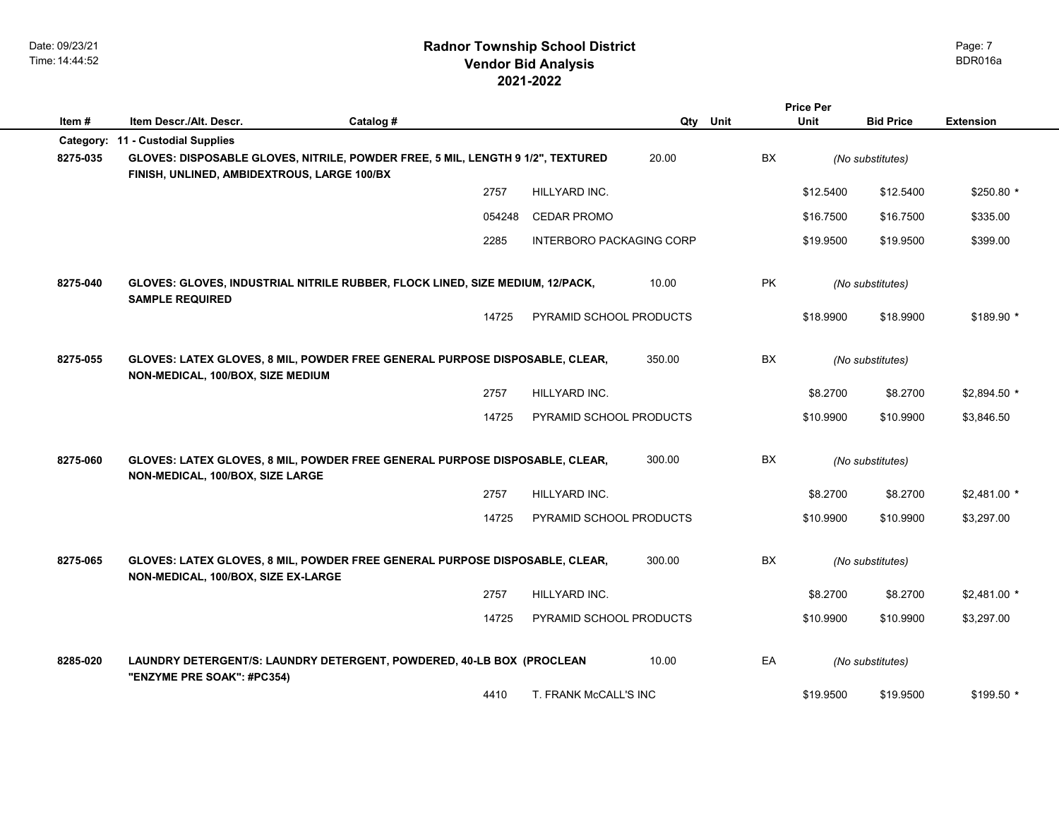# Radnor Township School District
## Vendor Bid Analysis
## 2021-2022

| Item # | Item Descr./Alt. Descr. | Catalog # | | Qty | Unit | Price Per Unit | Bid Price | Extension |
|---|---|---|---|---|---|---|---|---|
| **Category:** | **11 - Custodial Supplies** | | | | | | | |
| **8275-035** | **GLOVES: DISPOSABLE GLOVES, NITRILE, POWDER FREE, 5 MIL, LENGTH 9 1/2", TEXTURED FINISH, UNLINED, AMBIDEXTROUS, LARGE 100/BX** | | | 20.00 | BX | *(No substitutes)* | | |
| | | 2757 | HILLYARD INC. | | | $12.5400 | $12.5400 | $250.80 * |
| | | 054248 | CEDAR PROMO | | | $16.7500 | $16.7500 | $335.00 |
| | | 2285 | INTERBORO PACKAGING CORP | | | $19.9500 | $19.9500 | $399.00 |
| **8275-040** | **GLOVES: GLOVES, INDUSTRIAL NITRILE RUBBER, FLOCK LINED, SIZE MEDIUM, 12/PACK, SAMPLE REQUIRED** | | | 10.00 | PK | *(No substitutes)* | | |
| | | 14725 | PYRAMID SCHOOL PRODUCTS | | | $18.9900 | $18.9900 | $189.90 * |
| **8275-055** | **GLOVES: LATEX GLOVES, 8 MIL, POWDER FREE GENERAL PURPOSE DISPOSABLE, CLEAR, NON-MEDICAL, 100/BOX, SIZE MEDIUM** | | | 350.00 | BX | *(No substitutes)* | | |
| | | 2757 | HILLYARD INC. | | | $8.2700 | $8.2700 | $2,894.50 * |
| | | 14725 | PYRAMID SCHOOL PRODUCTS | | | $10.9900 | $10.9900 | $3,846.50 |
| **8275-060** | **GLOVES: LATEX GLOVES, 8 MIL, POWDER FREE GENERAL PURPOSE DISPOSABLE, CLEAR, NON-MEDICAL, 100/BOX, SIZE LARGE** | | | 300.00 | BX | *(No substitutes)* | | |
| | | 2757 | HILLYARD INC. | | | $8.2700 | $8.2700 | $2,481.00 * |
| | | 14725 | PYRAMID SCHOOL PRODUCTS | | | $10.9900 | $10.9900 | $3,297.00 |
| **8275-065** | **GLOVES: LATEX GLOVES, 8 MIL, POWDER FREE GENERAL PURPOSE DISPOSABLE, CLEAR, NON-MEDICAL, 100/BOX, SIZE EX-LARGE** | | | 300.00 | BX | *(No substitutes)* | | |
| | | 2757 | HILLYARD INC. | | | $8.2700 | $8.2700 | $2,481.00 * |
| | | 14725 | PYRAMID SCHOOL PRODUCTS | | | $10.9900 | $10.9900 | $3,297.00 |
| **8285-020** | **LAUNDRY DETERGENT/S: LAUNDRY DETERGENT, POWDERED, 40-LB BOX (PROCLEAN "ENZYME PRE SOAK": #PC354)** | | | 10.00 | EA | *(No substitutes)* | | |
| | | 4410 | T. FRANK McCALL'S INC | | | $19.9500 | $19.9500 | $199.50 * |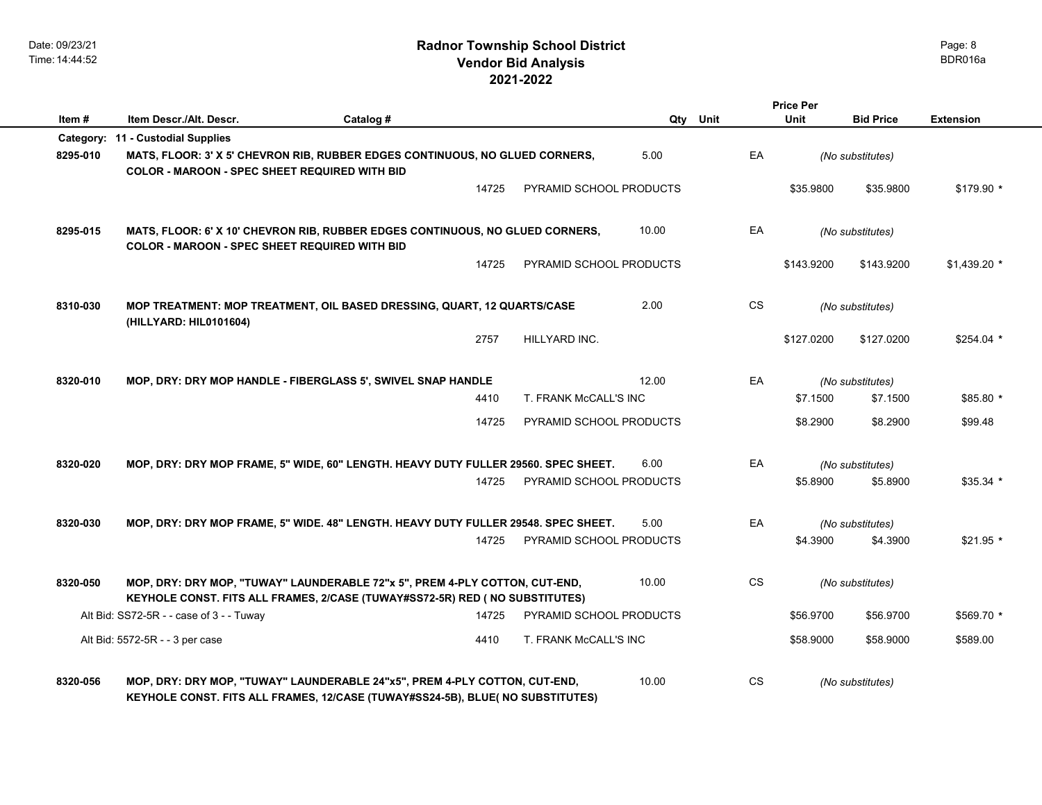# Radnor Township School District
## Vendor Bid Analysis
## 2021-2022

| Item # | Item Descr./Alt. Descr. | Catalog # | | Qty | Unit | Price Per Unit | Bid Price | Extension |
|---|---|---|---|---|---|---|---|---|
| **Category:** | **11 - Custodial Supplies** | | | | | | | |
| **8295-010** | **MATS, FLOOR: 3' X 5' CHEVRON RIB, RUBBER EDGES CONTINUOUS, NO GLUED CORNERS, COLOR - MAROON - SPEC SHEET REQUIRED WITH BID** | | | 5.00 | EA | *(No substitutes)* | | |
| | | 14725 | PYRAMID SCHOOL PRODUCTS | | | $35.9800 | $35.9800 | $179.90 * |
| **8295-015** | **MATS, FLOOR: 6' X 10' CHEVRON RIB, RUBBER EDGES CONTINUOUS, NO GLUED CORNERS, COLOR - MAROON - SPEC SHEET REQUIRED WITH BID** | | | 10.00 | EA | *(No substitutes)* | | |
| | | 14725 | PYRAMID SCHOOL PRODUCTS | | | $143.9200 | $143.9200 | $1,439.20 * |
| **8310-030** | **MOP TREATMENT: MOP TREATMENT, OIL BASED DRESSING, QUART, 12 QUARTS/CASE (HILLYARD: HIL0101604)** | | | 2.00 | CS | *(No substitutes)* | | |
| | | 2757 | HILLYARD INC. | | | $127.0200 | $127.0200 | $254.04 * |
| **8320-010** | **MOP, DRY: DRY MOP HANDLE - FIBERGLASS 5', SWIVEL SNAP HANDLE** | | | 12.00 | EA | *(No substitutes)* | | |
| | | 4410 | T. FRANK McCALL'S INC | | | $7.1500 | $7.1500 | $85.80 * |
| | | 14725 | PYRAMID SCHOOL PRODUCTS | | | $8.2900 | $8.2900 | $99.48 |
| **8320-020** | **MOP, DRY: DRY MOP FRAME, 5" WIDE, 60" LENGTH. HEAVY DUTY FULLER 29560. SPEC SHEET.** | | | 6.00 | EA | *(No substitutes)* | | |
| | | 14725 | PYRAMID SCHOOL PRODUCTS | | | $5.8900 | $5.8900 | $35.34 * |
| **8320-030** | **MOP, DRY: DRY MOP FRAME, 5" WIDE. 48" LENGTH. HEAVY DUTY FULLER 29548. SPEC SHEET.** | | | 5.00 | EA | *(No substitutes)* | | |
| | | 14725 | PYRAMID SCHOOL PRODUCTS | | | $4.3900 | $4.3900 | $21.95 * |
| **8320-050** | **MOP, DRY: DRY MOP, "TUWAY" LAUNDERABLE 72"x 5", PREM 4-PLY COTTON, CUT-END, KEYHOLE CONST. FITS ALL FRAMES, 2/CASE (TUWAY#SS72-5R) RED ( NO SUBSTITUTES)** | | | 10.00 | CS | *(No substitutes)* | | |
| | Alt Bid: SS72-5R - - case of 3 - - Tuway | 14725 | PYRAMID SCHOOL PRODUCTS | | | $56.9700 | $56.9700 | $569.70 * |
| | Alt Bid: 5572-5R - - 3 per case | 4410 | T. FRANK McCALL'S INC | | | $58.9000 | $58.9000 | $589.00 |
| **8320-056** | **MOP, DRY: DRY MOP, "TUWAY" LAUNDERABLE 24"x5", PREM 4-PLY COTTON, CUT-END, KEYHOLE CONST. FITS ALL FRAMES, 12/CASE (TUWAY#SS24-5B), BLUE( NO SUBSTITUTES)** | | | 10.00 | CS | *(No substitutes)* | | |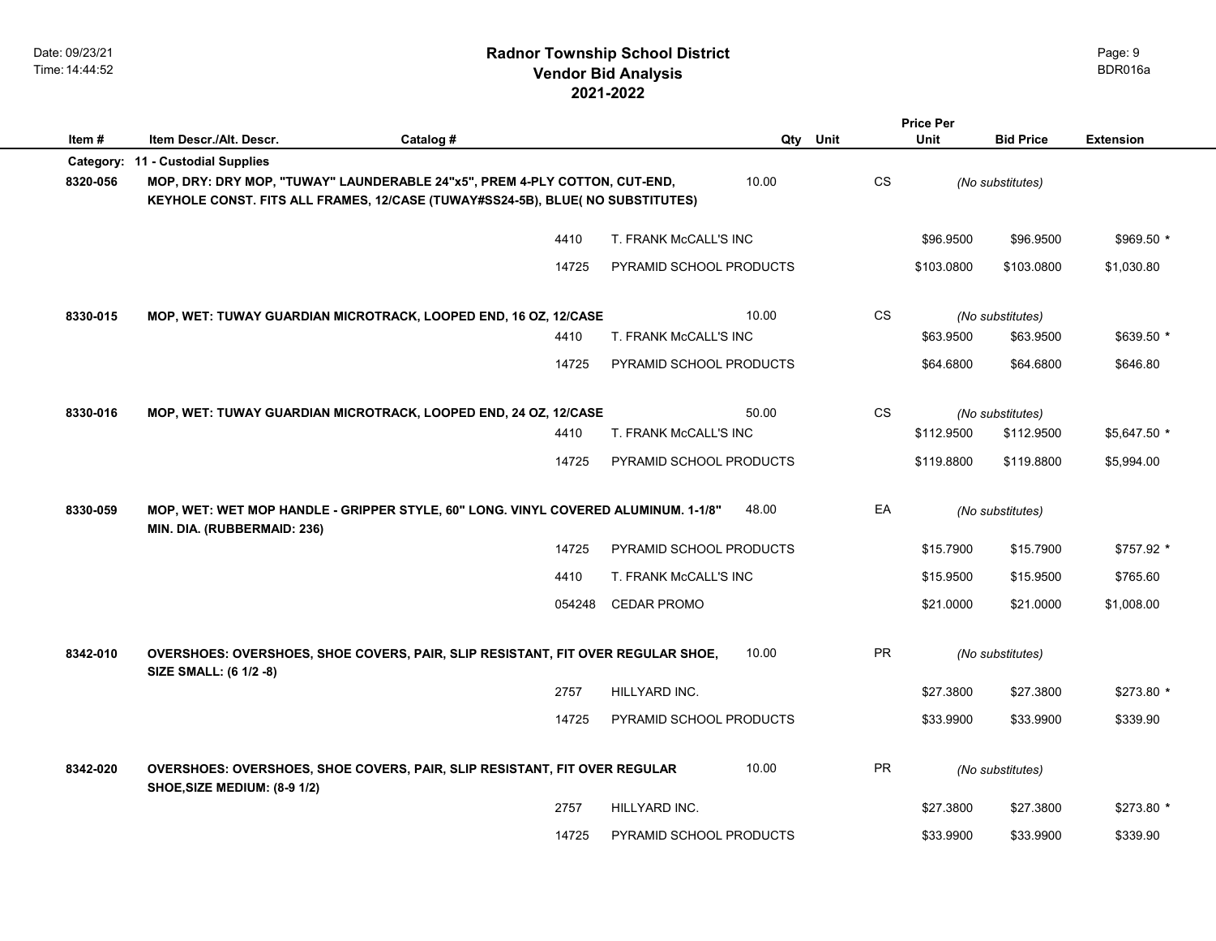# Radnor Township School District
## Vendor Bid Analysis
## 2021-2022

| Item # | Item Descr./Alt. Descr. | Catalog # | | Qty | Unit | Price Per Unit | Bid Price | Extension |
|---|---|---|---|---|---|---|---|---|
| **Category:** | **11 - Custodial Supplies** | | | | | | | |
| **8320-056** | **MOP, DRY: DRY MOP, "TUWAY" LAUNDERABLE 24"x5", PREM 4-PLY COTTON, CUT-END, KEYHOLE CONST. FITS ALL FRAMES, 12/CASE (TUWAY#SS24-5B), BLUE( NO SUBSTITUTES)** | | | 10.00 | CS | *(No substitutes)* | | |
| | | 4410 | T. FRANK McCALL'S INC | | | $96.9500 | $96.9500 | $969.50 * |
| | | 14725 | PYRAMID SCHOOL PRODUCTS | | | $103.0800 | $103.0800 | $1,030.80 |
| **8330-015** | **MOP, WET: TUWAY GUARDIAN MICROTRACK, LOOPED END, 16 OZ, 12/CASE** | | | 10.00 | CS | *(No substitutes)* | | |
| | | 4410 | T. FRANK McCALL'S INC | | | $63.9500 | $63.9500 | $639.50 * |
| | | 14725 | PYRAMID SCHOOL PRODUCTS | | | $64.6800 | $64.6800 | $646.80 |
| **8330-016** | **MOP, WET: TUWAY GUARDIAN MICROTRACK, LOOPED END, 24 OZ, 12/CASE** | | | 50.00 | CS | *(No substitutes)* | | |
| | | 4410 | T. FRANK McCALL'S INC | | | $112.9500 | $112.9500 | $5,647.50 * |
| | | 14725 | PYRAMID SCHOOL PRODUCTS | | | $119.8800 | $119.8800 | $5,994.00 |
| **8330-059** | **MOP, WET: WET MOP HANDLE - GRIPPER STYLE, 60" LONG. VINYL COVERED ALUMINUM. 1-1/8" MIN. DIA. (RUBBERMAID: 236)** | | | 48.00 | EA | *(No substitutes)* | | |
| | | 14725 | PYRAMID SCHOOL PRODUCTS | | | $15.7900 | $15.7900 | $757.92 * |
| | | 4410 | T. FRANK McCALL'S INC | | | $15.9500 | $15.9500 | $765.60 |
| | | 054248 | CEDAR PROMO | | | $21.0000 | $21.0000 | $1,008.00 |
| **8342-010** | **OVERSHOES: OVERSHOES, SHOE COVERS, PAIR, SLIP RESISTANT, FIT OVER REGULAR SHOE, SIZE SMALL: (6 1/2 -8)** | | | 10.00 | PR | *(No substitutes)* | | |
| | | 2757 | HILLYARD INC. | | | $27.3800 | $27.3800 | $273.80 * |
| | | 14725 | PYRAMID SCHOOL PRODUCTS | | | $33.9900 | $33.9900 | $339.90 |
| **8342-020** | **OVERSHOES: OVERSHOES, SHOE COVERS, PAIR, SLIP RESISTANT, FIT OVER REGULAR SHOE,SIZE MEDIUM: (8-9 1/2)** | | | 10.00 | PR | *(No substitutes)* | | |
| | | 2757 | HILLYARD INC. | | | $27.3800 | $27.3800 | $273.80 * |
| | | 14725 | PYRAMID SCHOOL PRODUCTS | | | $33.9900 | $33.9900 | $339.90 |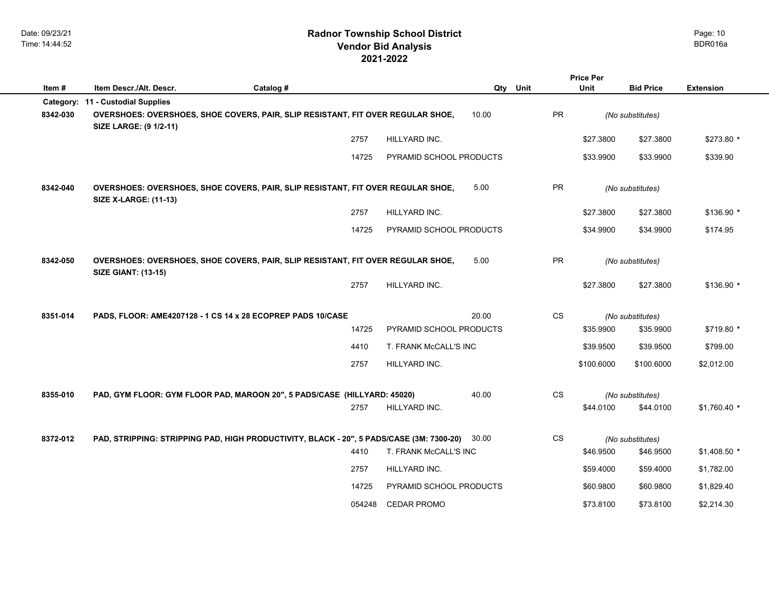# Radnor Township School District
## Vendor Bid Analysis
## 2021-2022

| Item # | Item Descr./Alt. Descr. | Catalog # | | Qty | Unit | Price Per Unit | Bid Price | Extension |
|---|---|---|---|---|---|---|---|---|
| **Category:** | **11 - Custodial Supplies** | | | | | | | |
| **8342-030** | **OVERSHOES: OVERSHOES, SHOE COVERS, PAIR, SLIP RESISTANT, FIT OVER REGULAR SHOE, SIZE LARGE: (9 1/2-11)** | | | 10.00 | PR | *(No substitutes)* | | |
| | | 2757 | HILLYARD INC. | | | $27.3800 | $27.3800 | $273.80 * |
| | | 14725 | PYRAMID SCHOOL PRODUCTS | | | $33.9900 | $33.9900 | $339.90 |
| **8342-040** | **OVERSHOES: OVERSHOES, SHOE COVERS, PAIR, SLIP RESISTANT, FIT OVER REGULAR SHOE, SIZE X-LARGE: (11-13)** | | | 5.00 | PR | *(No substitutes)* | | |
| | | 2757 | HILLYARD INC. | | | $27.3800 | $27.3800 | $136.90 * |
| | | 14725 | PYRAMID SCHOOL PRODUCTS | | | $34.9900 | $34.9900 | $174.95 |
| **8342-050** | **OVERSHOES: OVERSHOES, SHOE COVERS, PAIR, SLIP RESISTANT, FIT OVER REGULAR SHOE, SIZE GIANT: (13-15)** | | | 5.00 | PR | *(No substitutes)* | | |
| | | 2757 | HILLYARD INC. | | | $27.3800 | $27.3800 | $136.90 * |
| **8351-014** | **PADS, FLOOR: AME4207128 - 1 CS 14 x 28 ECOPREP PADS 10/CASE** | | | 20.00 | CS | *(No substitutes)* | | |
| | | 14725 | PYRAMID SCHOOL PRODUCTS | | | $35.9900 | $35.9900 | $719.80 * |
| | | 4410 | T. FRANK McCALL'S INC | | | $39.9500 | $39.9500 | $799.00 |
| | | 2757 | HILLYARD INC. | | | $100.6000 | $100.6000 | $2,012.00 |
| **8355-010** | **PAD, GYM FLOOR: GYM FLOOR PAD, MAROON 20", 5 PADS/CASE (HILLYARD: 45020)** | | | 40.00 | CS | *(No substitutes)* | | |
| | | 2757 | HILLYARD INC. | | | $44.0100 | $44.0100 | $1,760.40 * |
| **8372-012** | **PAD, STRIPPING: STRIPPING PAD, HIGH PRODUCTIVITY, BLACK - 20", 5 PADS/CASE (3M: 7300-20)** | | | 30.00 | CS | *(No substitutes)* | | |
| | | 4410 | T. FRANK McCALL'S INC | | | $46.9500 | $46.9500 | $1,408.50 * |
| | | 2757 | HILLYARD INC. | | | $59.4000 | $59.4000 | $1,782.00 |
| | | 14725 | PYRAMID SCHOOL PRODUCTS | | | $60.9800 | $60.9800 | $1,829.40 |
| | | 054248 | CEDAR PROMO | | | $73.8100 | $73.8100 | $2,214.30 |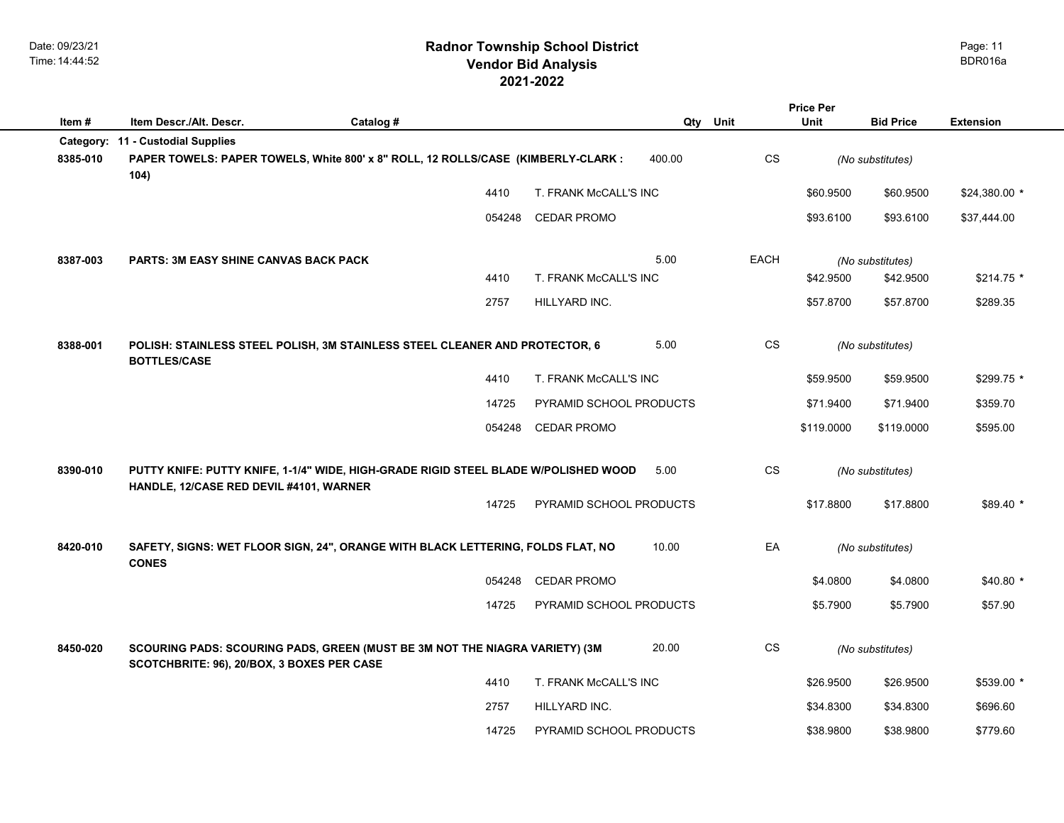# Radnor Township School District
## Vendor Bid Analysis
## 2021-2022

| Item # | Item Descr./Alt. Descr. | Catalog # | | Qty | Unit | Price Per Unit | Bid Price | Extension |
|---|---|---|---|---|---|---|---|---|
| **Category:** | **11 - Custodial Supplies** | | | | | | | |
| **8385-010** | **PAPER TOWELS: PAPER TOWELS, White 800' x 8" ROLL, 12 ROLLS/CASE (KIMBERLY-CLARK : 104)** | | | 400.00 | CS | | *(No substitutes)* | |
| | | 4410 | T. FRANK McCALL'S INC | | | $60.9500 | $60.9500 | $24,380.00 * |
| | | 054248 | CEDAR PROMO | | | $93.6100 | $93.6100 | $37,444.00 |
| **8387-003** | **PARTS: 3M EASY SHINE CANVAS BACK PACK** | | | 5.00 | EACH | | *(No substitutes)* | |
| | | 4410 | T. FRANK McCALL'S INC | | | $42.9500 | $42.9500 | $214.75 * |
| | | 2757 | HILLYARD INC. | | | $57.8700 | $57.8700 | $289.35 |
| **8388-001** | **POLISH: STAINLESS STEEL POLISH, 3M STAINLESS STEEL CLEANER AND PROTECTOR, 6 BOTTLES/CASE** | | | 5.00 | CS | | *(No substitutes)* | |
| | | 4410 | T. FRANK McCALL'S INC | | | $59.9500 | $59.9500 | $299.75 * |
| | | 14725 | PYRAMID SCHOOL PRODUCTS | | | $71.9400 | $71.9400 | $359.70 |
| | | 054248 | CEDAR PROMO | | | $119.0000 | $119.0000 | $595.00 |
| **8390-010** | **PUTTY KNIFE: PUTTY KNIFE, 1-1/4" WIDE, HIGH-GRADE RIGID STEEL BLADE W/POLISHED WOOD HANDLE, 12/CASE RED DEVIL #4101, WARNER** | | | 5.00 | CS | | *(No substitutes)* | |
| | | 14725 | PYRAMID SCHOOL PRODUCTS | | | $17.8800 | $17.8800 | $89.40 * |
| **8420-010** | **SAFETY, SIGNS: WET FLOOR SIGN, 24", ORANGE WITH BLACK LETTERING, FOLDS FLAT, NO CONES** | | | 10.00 | EA | | *(No substitutes)* | |
| | | 054248 | CEDAR PROMO | | | $4.0800 | $4.0800 | $40.80 * |
| | | 14725 | PYRAMID SCHOOL PRODUCTS | | | $5.7900 | $5.7900 | $57.90 |
| **8450-020** | **SCOURING PADS: SCOURING PADS, GREEN (MUST BE 3M NOT THE NIAGRA VARIETY) (3M SCOTCHBRITE: 96), 20/BOX, 3 BOXES PER CASE** | | | 20.00 | CS | | *(No substitutes)* | |
| | | 4410 | T. FRANK McCALL'S INC | | | $26.9500 | $26.9500 | $539.00 * |
| | | 2757 | HILLYARD INC. | | | $34.8300 | $34.8300 | $696.60 |
| | | 14725 | PYRAMID SCHOOL PRODUCTS | | | $38.9800 | $38.9800 | $779.60 |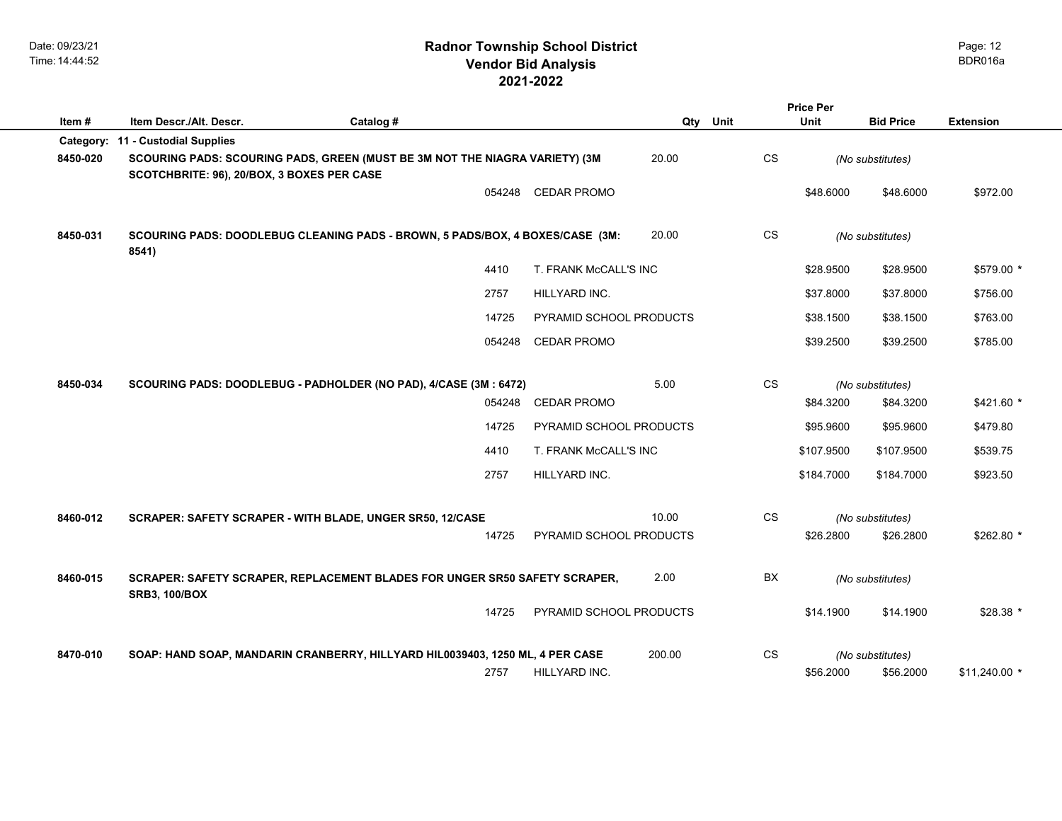# Radnor Township School District
## Vendor Bid Analysis
## 2021-2022

| Item # | Item Descr./Alt. Descr. | Catalog # | | Qty | Unit | Price Per Unit | Bid Price | Extension |
|---|---|---|---|---|---|---|---|---|
| **Category:** | **11 - Custodial Supplies** | | | | | | | |
| **8450-020** | **SCOURING PADS: SCOURING PADS, GREEN (MUST BE 3M NOT THE NIAGRA VARIETY) (3M SCOTCHBRITE: 96), 20/BOX, 3 BOXES PER CASE** | | | 20.00 | CS | | *(No substitutes)* | |
| | | 054248 | CEDAR PROMO | | | $48.6000 | $48.6000 | $972.00 |
| **8450-031** | **SCOURING PADS: DOODLEBUG CLEANING PADS - BROWN, 5 PADS/BOX, 4 BOXES/CASE (3M: 8541)** | | | 20.00 | CS | | *(No substitutes)* | |
| | | 4410 | T. FRANK McCALL'S INC | | | $28.9500 | $28.9500 | $579.00 * |
| | | 2757 | HILLYARD INC. | | | $37.8000 | $37.8000 | $756.00 |
| | | 14725 | PYRAMID SCHOOL PRODUCTS | | | $38.1500 | $38.1500 | $763.00 |
| | | 054248 | CEDAR PROMO | | | $39.2500 | $39.2500 | $785.00 |
| **8450-034** | **SCOURING PADS: DOODLEBUG - PADHOLDER (NO PAD), 4/CASE (3M : 6472)** | | | 5.00 | CS | | *(No substitutes)* | |
| | | 054248 | CEDAR PROMO | | | $84.3200 | $84.3200 | $421.60 * |
| | | 14725 | PYRAMID SCHOOL PRODUCTS | | | $95.9600 | $95.9600 | $479.80 |
| | | 4410 | T. FRANK McCALL'S INC | | | $107.9500 | $107.9500 | $539.75 |
| | | 2757 | HILLYARD INC. | | | $184.7000 | $184.7000 | $923.50 |
| **8460-012** | **SCRAPER: SAFETY SCRAPER - WITH BLADE, UNGER SR50, 12/CASE** | | | 10.00 | CS | | *(No substitutes)* | |
| | | 14725 | PYRAMID SCHOOL PRODUCTS | | | $26.2800 | $26.2800 | $262.80 * |
| **8460-015** | **SCRAPER: SAFETY SCRAPER, REPLACEMENT BLADES FOR UNGER SR50 SAFETY SCRAPER, SRB3, 100/BOX** | | | 2.00 | BX | | *(No substitutes)* | |
| | | 14725 | PYRAMID SCHOOL PRODUCTS | | | $14.1900 | $14.1900 | $28.38 * |
| **8470-010** | **SOAP: HAND SOAP, MANDARIN CRANBERRY, HILLYARD HIL0039403, 1250 ML, 4 PER CASE** | | | 200.00 | CS | | *(No substitutes)* | |
| | | 2757 | HILLYARD INC. | | | $56.2000 | $56.2000 | $11,240.00 * |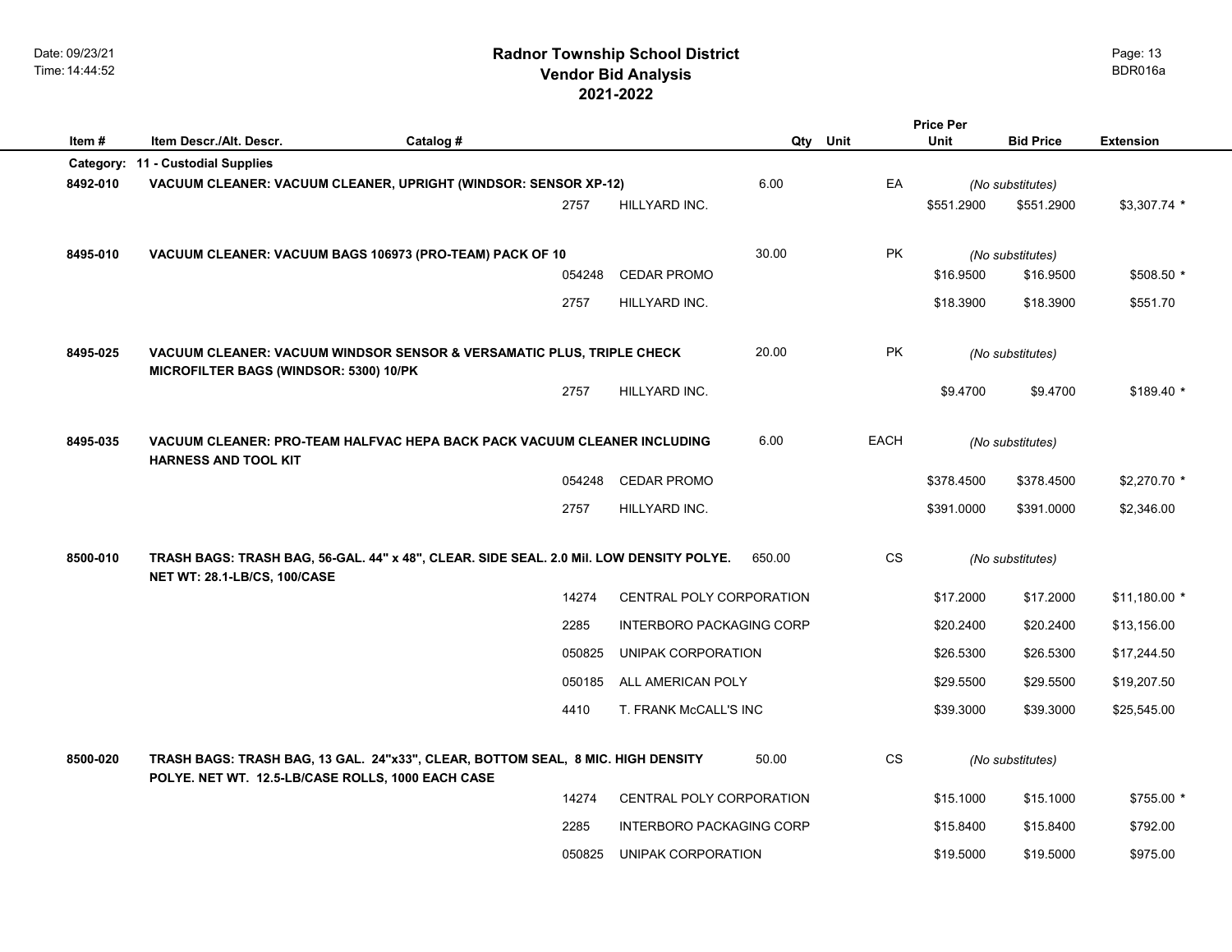# Radnor Township School District
## Vendor Bid Analysis
## 2021-2022

Date: 09/23/21
Time: 14:44:52

BDR016a

| Item # | Item Descr./Alt. Descr. | Catalog # | | Qty | Unit | Price Per Unit | Bid Price | Extension |
|---|---|---|---|---|---|---|---|---|
| **Category:** | **11 - Custodial Supplies** | | | | | | | |
| **8492-010** | **VACUUM CLEANER: VACUUM CLEANER, UPRIGHT (WINDSOR: SENSOR XP-12)** | | | 6.00 | EA | | *(No substitutes)* | |
| | | 2757 | HILLYARD INC. | | | $551.2900 | $551.2900 | $3,307.74 * |
| **8495-010** | **VACUUM CLEANER: VACUUM BAGS 106973 (PRO-TEAM) PACK OF 10** | | | 30.00 | PK | | *(No substitutes)* | |
| | | 054248 | CEDAR PROMO | | | $16.9500 | $16.9500 | $508.50 * |
| | | 2757 | HILLYARD INC. | | | $18.3900 | $18.3900 | $551.70 |
| **8495-025** | **VACUUM CLEANER: VACUUM WINDSOR SENSOR & VERSAMATIC PLUS, TRIPLE CHECK MICROFILTER BAGS (WINDSOR: 5300) 10/PK** | | | 20.00 | PK | | *(No substitutes)* | |
| | | 2757 | HILLYARD INC. | | | $9.4700 | $9.4700 | $189.40 * |
| **8495-035** | **VACUUM CLEANER: PRO-TEAM HALFVAC HEPA BACK PACK VACUUM CLEANER INCLUDING HARNESS AND TOOL KIT** | | | 6.00 | EACH | | *(No substitutes)* | |
| | | 054248 | CEDAR PROMO | | | $378.4500 | $378.4500 | $2,270.70 * |
| | | 2757 | HILLYARD INC. | | | $391.0000 | $391.0000 | $2,346.00 |
| **8500-010** | **TRASH BAGS: TRASH BAG, 56-GAL. 44" x 48", CLEAR. SIDE SEAL. 2.0 Mil. LOW DENSITY POLYE. NET WT: 28.1-LB/CS, 100/CASE** | | | 650.00 | CS | | *(No substitutes)* | |
| | | 14274 | CENTRAL POLY CORPORATION | | | $17.2000 | $17.2000 | $11,180.00 * |
| | | 2285 | INTERBORO PACKAGING CORP | | | $20.2400 | $20.2400 | $13,156.00 |
| | | 050825 | UNIPAK CORPORATION | | | $26.5300 | $26.5300 | $17,244.50 |
| | | 050185 | ALL AMERICAN POLY | | | $29.5500 | $29.5500 | $19,207.50 |
| | | 4410 | T. FRANK McCALL'S INC | | | $39.3000 | $39.3000 | $25,545.00 |
| **8500-020** | **TRASH BAGS: TRASH BAG, 13 GAL. 24"x33", CLEAR, BOTTOM SEAL, 8 MIC. HIGH DENSITY POLYE. NET WT. 12.5-LB/CASE ROLLS, 1000 EACH CASE** | | | 50.00 | CS | | *(No substitutes)* | |
| | | 14274 | CENTRAL POLY CORPORATION | | | $15.1000 | $15.1000 | $755.00 * |
| | | 2285 | INTERBORO PACKAGING CORP | | | $15.8400 | $15.8400 | $792.00 |
| | | 050825 | UNIPAK CORPORATION | | | $19.5000 | $19.5000 | $975.00 |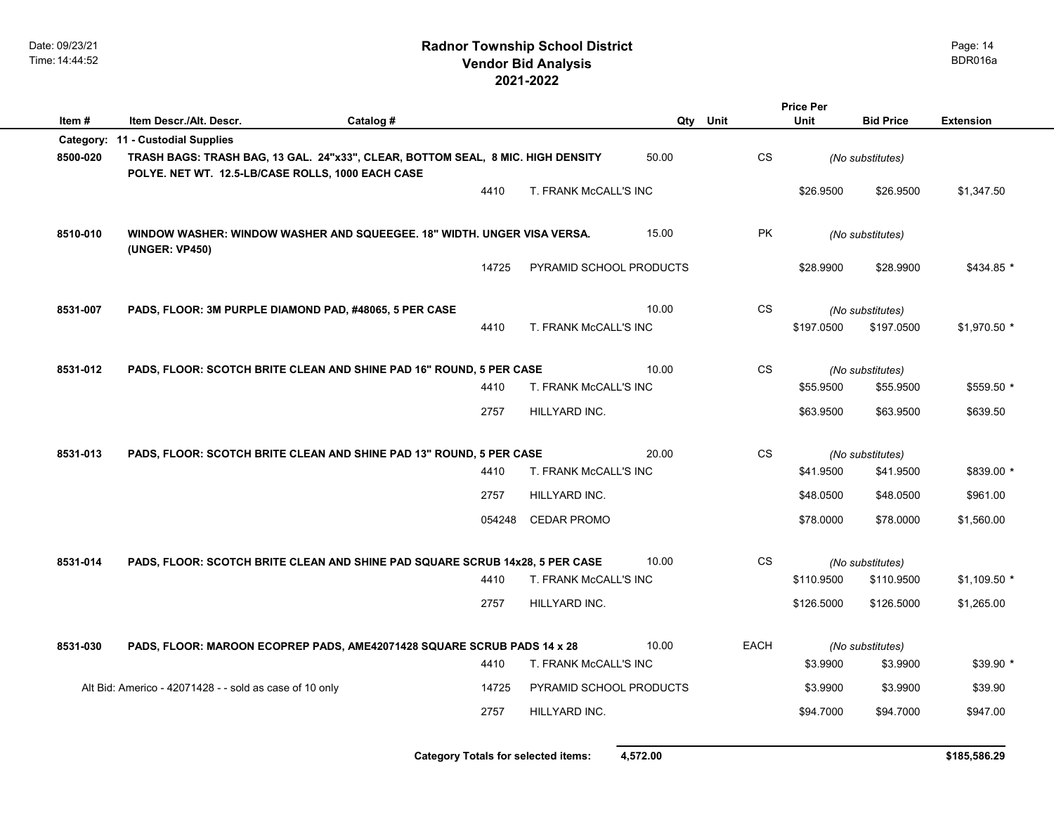# Radnor Township School District
## Vendor Bid Analysis
## 2021-2022

| Item # | Item Descr./Alt. Descr. | Catalog # | | Qty | Unit | Price Per Unit | Bid Price | Extension |
|---|---|---|---|---|---|---|---|---|
| **Category:** | **11 - Custodial Supplies** | | | | | | | |
| **8500-020** | **TRASH BAGS: TRASH BAG, 13 GAL. 24"x33", CLEAR, BOTTOM SEAL, 8 MIC. HIGH DENSITY POLYE. NET WT. 12.5-LB/CASE ROLLS, 1000 EACH CASE** | | | 50.00 | CS | | *(No substitutes)* | |
| | | 4410 | T. FRANK McCALL'S INC | | | $26.9500 | $26.9500 | $1,347.50 |
| **8510-010** | **WINDOW WASHER: WINDOW WASHER AND SQUEEGEE. 18" WIDTH. UNGER VISA VERSA. (UNGER: VP450)** | | | 15.00 | PK | | *(No substitutes)* | |
| | | 14725 | PYRAMID SCHOOL PRODUCTS | | | $28.9900 | $28.9900 | $434.85 * |
| **8531-007** | **PADS, FLOOR: 3M PURPLE DIAMOND PAD, #48065, 5 PER CASE** | | | 10.00 | CS | | *(No substitutes)* | |
| | | 4410 | T. FRANK McCALL'S INC | | | $197.0500 | $197.0500 | $1,970.50 * |
| **8531-012** | **PADS, FLOOR: SCOTCH BRITE CLEAN AND SHINE PAD 16" ROUND, 5 PER CASE** | | | 10.00 | CS | | *(No substitutes)* | |
| | | 4410 | T. FRANK McCALL'S INC | | | $55.9500 | $55.9500 | $559.50 * |
| | | 2757 | HILLYARD INC. | | | $63.9500 | $63.9500 | $639.50 |
| **8531-013** | **PADS, FLOOR: SCOTCH BRITE CLEAN AND SHINE PAD 13" ROUND, 5 PER CASE** | | | 20.00 | CS | | *(No substitutes)* | |
| | | 4410 | T. FRANK McCALL'S INC | | | $41.9500 | $41.9500 | $839.00 * |
| | | 2757 | HILLYARD INC. | | | $48.0500 | $48.0500 | $961.00 |
| | | 054248 | CEDAR PROMO | | | $78.0000 | $78.0000 | $1,560.00 |
| **8531-014** | **PADS, FLOOR: SCOTCH BRITE CLEAN AND SHINE PAD SQUARE SCRUB 14x28, 5 PER CASE** | | | 10.00 | CS | | *(No substitutes)* | |
| | | 4410 | T. FRANK McCALL'S INC | | | $110.9500 | $110.9500 | $1,109.50 * |
| | | 2757 | HILLYARD INC. | | | $126.5000 | $126.5000 | $1,265.00 |
| **8531-030** | **PADS, FLOOR: MAROON ECOPREP PADS, AME42071428 SQUARE SCRUB PADS 14 x 28** | | | 10.00 | EACH | | *(No substitutes)* | |
| | | 4410 | T. FRANK McCALL'S INC | | | $3.9900 | $3.9900 | $39.90 * |
| | Alt Bid: Americo - 42071428 - - sold as case of 10 only | 14725 | PYRAMID SCHOOL PRODUCTS | | | $3.9900 | $3.9900 | $39.90 |
| | | 2757 | HILLYARD INC. | | | $94.7000 | $94.7000 | $947.00 |
| | | | **Category Totals for selected items:** | **4,572.00** | | | | **$185,586.29** |